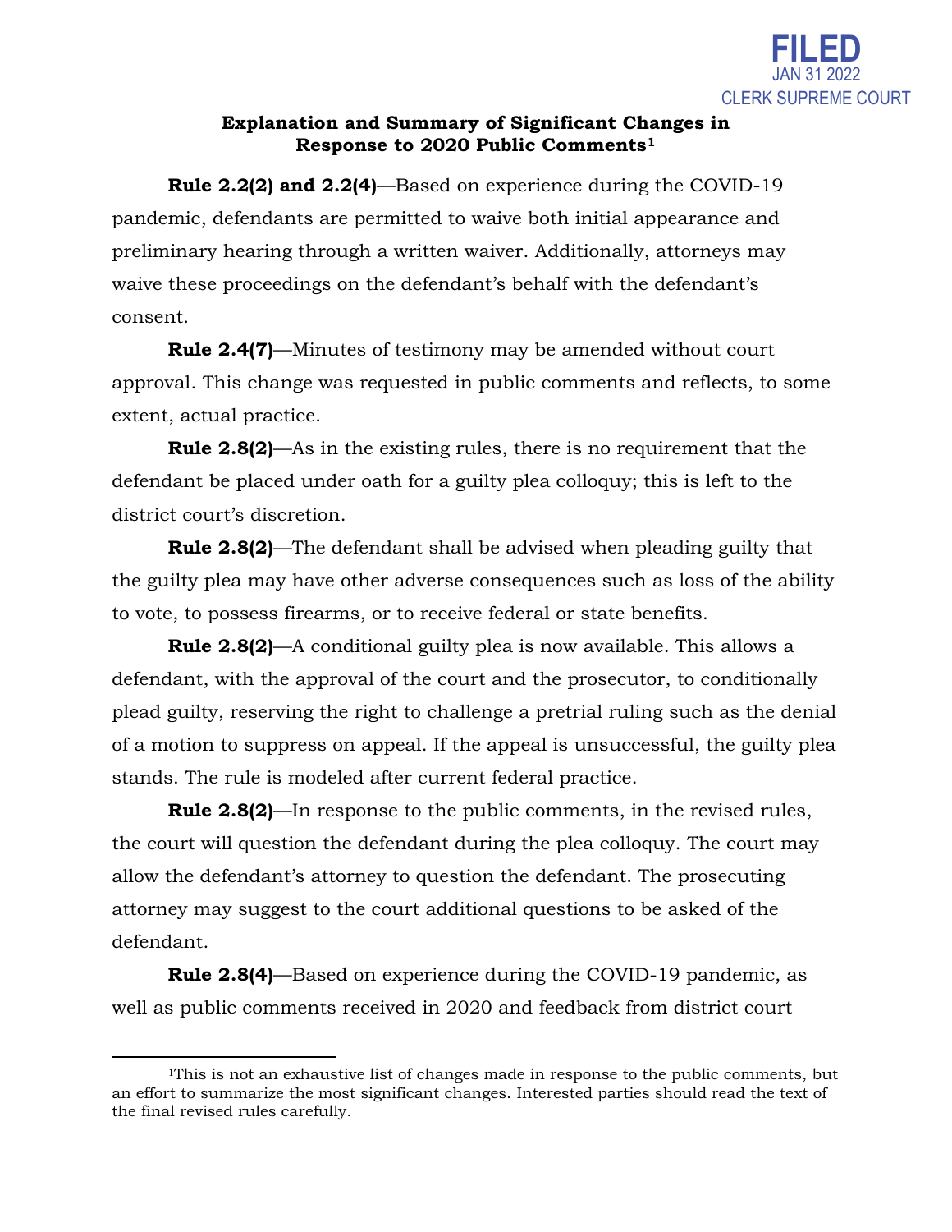FILED
JAN 31 2022
CLERK SUPREME COURT

## Explanation and Summary of Significant Changes in Response to 2020 Public Comments[1]

**Rule 2.2(2) and 2.2(4)**—Based on experience during the COVID-19 pandemic, defendants are permitted to waive both initial appearance and preliminary hearing through a written waiver. Additionally, attorneys may waive these proceedings on the defendant's behalf with the defendant's consent.

**Rule 2.4(7)**—Minutes of testimony may be amended without court approval. This change was requested in public comments and reflects, to some extent, actual practice.

**Rule 2.8(2)**—As in the existing rules, there is no requirement that the defendant be placed under oath for a guilty plea colloquy; this is left to the district court's discretion.

**Rule 2.8(2)**—The defendant shall be advised when pleading guilty that the guilty plea may have other adverse consequences such as loss of the ability to vote, to possess firearms, or to receive federal or state benefits.

**Rule 2.8(2)**—A conditional guilty plea is now available. This allows a defendant, with the approval of the court and the prosecutor, to conditionally plead guilty, reserving the right to challenge a pretrial ruling such as the denial of a motion to suppress on appeal. If the appeal is unsuccessful, the guilty plea stands. The rule is modeled after current federal practice.

**Rule 2.8(2)**—In response to the public comments, in the revised rules, the court will question the defendant during the plea colloquy. The court may allow the defendant's attorney to question the defendant. The prosecuting attorney may suggest to the court additional questions to be asked of the defendant.

**Rule 2.8(4)**—Based on experience during the COVID-19 pandemic, as well as public comments received in 2020 and feedback from district court

[1]This is not an exhaustive list of changes made in response to the public comments, but an effort to summarize the most significant changes. Interested parties should read the text of the final revised rules carefully.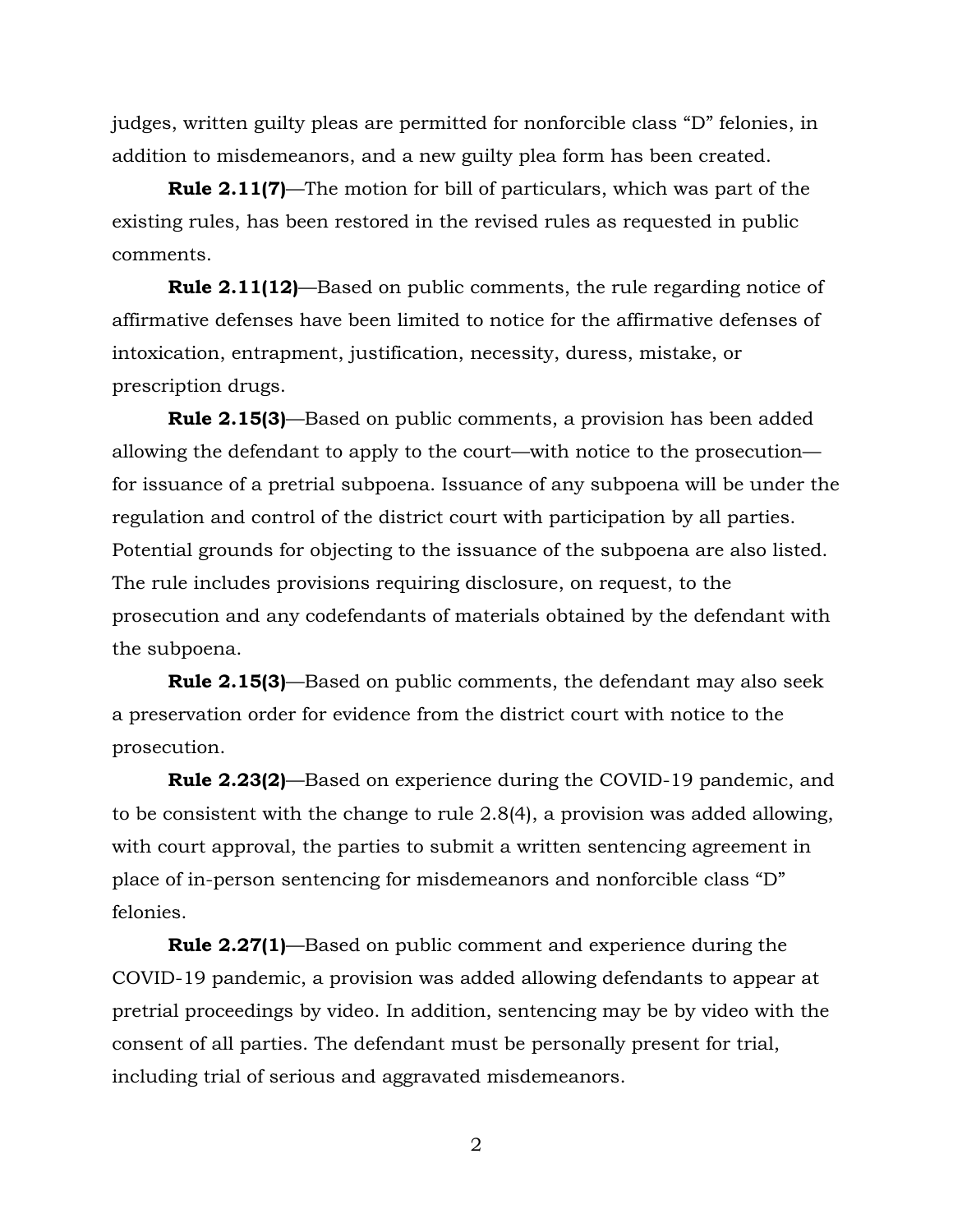judges, written guilty pleas are permitted for nonforcible class "D" felonies, in addition to misdemeanors, and a new guilty plea form has been created.

**Rule 2.11(7)**—The motion for bill of particulars, which was part of the existing rules, has been restored in the revised rules as requested in public comments.

**Rule 2.11(12)**—Based on public comments, the rule regarding notice of affirmative defenses have been limited to notice for the affirmative defenses of intoxication, entrapment, justification, necessity, duress, mistake, or prescription drugs.

**Rule 2.15(3)**—Based on public comments, a provision has been added allowing the defendant to apply to the court—with notice to the prosecution—for issuance of a pretrial subpoena. Issuance of any subpoena will be under the regulation and control of the district court with participation by all parties. Potential grounds for objecting to the issuance of the subpoena are also listed. The rule includes provisions requiring disclosure, on request, to the prosecution and any codefendants of materials obtained by the defendant with the subpoena.

**Rule 2.15(3)**—Based on public comments, the defendant may also seek a preservation order for evidence from the district court with notice to the prosecution.

**Rule 2.23(2)**—Based on experience during the COVID-19 pandemic, and to be consistent with the change to rule 2.8(4), a provision was added allowing, with court approval, the parties to submit a written sentencing agreement in place of in-person sentencing for misdemeanors and nonforcible class "D" felonies.

**Rule 2.27(1)**—Based on public comment and experience during the COVID-19 pandemic, a provision was added allowing defendants to appear at pretrial proceedings by video. In addition, sentencing may be by video with the consent of all parties. The defendant must be personally present for trial, including trial of serious and aggravated misdemeanors.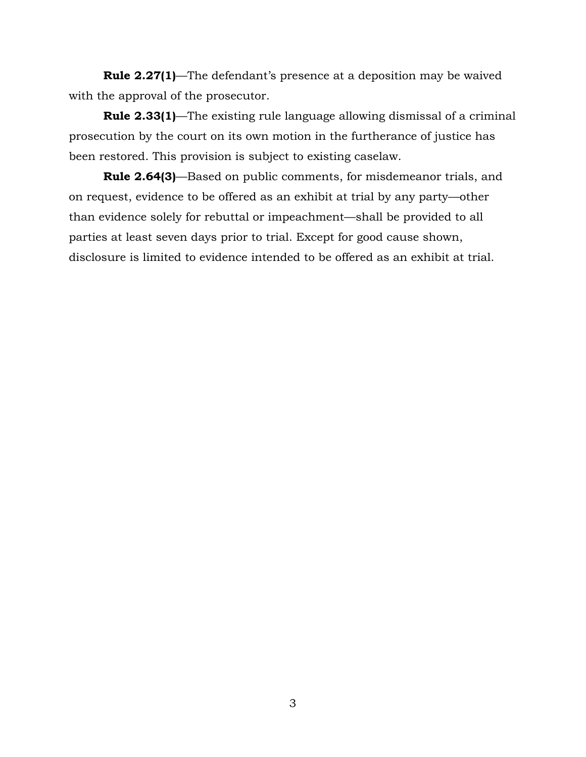**Rule 2.27(1)**—The defendant's presence at a deposition may be waived with the approval of the prosecutor.

**Rule 2.33(1)**—The existing rule language allowing dismissal of a criminal prosecution by the court on its own motion in the furtherance of justice has been restored. This provision is subject to existing caselaw.

**Rule 2.64(3)**—Based on public comments, for misdemeanor trials, and on request, evidence to be offered as an exhibit at trial by any party—other than evidence solely for rebuttal or impeachment—shall be provided to all parties at least seven days prior to trial. Except for good cause shown, disclosure is limited to evidence intended to be offered as an exhibit at trial.